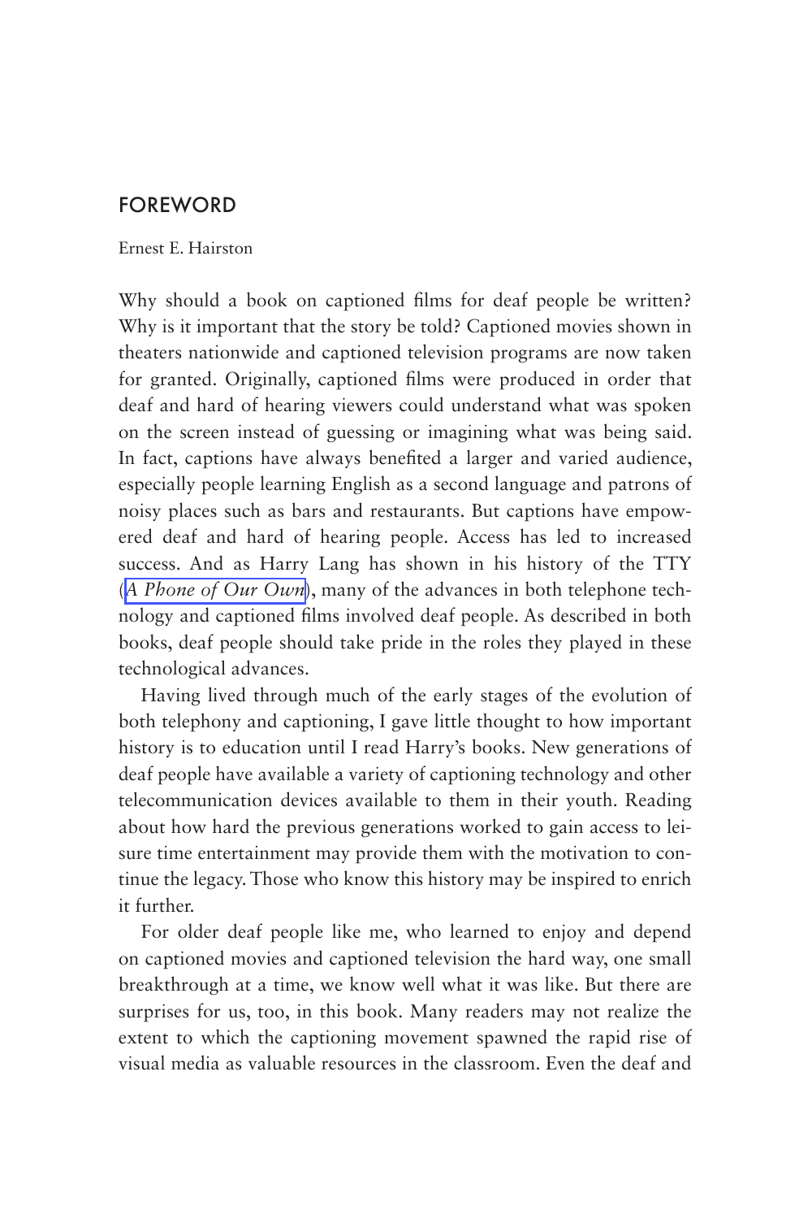# FOREWORD

Ernest E. Hairston

Why should a book on captioned films for deaf people be written? Why is it important that the story be told? Captioned movies shown in theaters nationwide and captioned television programs are now taken for granted. Originally, captioned films were produced in order that deaf and hard of hearing viewers could understand what was spoken on the screen instead of guessing or imagining what was being said. In fact, captions have always benefited a larger and varied audience, especially people learning English as a second language and patrons of noisy places such as bars and restaurants. But captions have empowered deaf and hard of hearing people. Access has led to increased success. And as Harry Lang has shown in his history of the TTY (*A Phone of Our Own*), many of the advances in both telephone technology and captioned films involved deaf people. As described in both books, deaf people should take pride in the roles they played in these technological advances.

Having lived through much of the early stages of the evolution of both telephony and captioning, I gave little thought to how important history is to education until I read Harry's books. New generations of deaf people have available a variety of captioning technology and other telecommunication devices available to them in their youth. Reading about how hard the previous generations worked to gain access to leisure time entertainment may provide them with the motivation to continue the legacy. Those who know this history may be inspired to enrich it further.

For older deaf people like me, who learned to enjoy and depend on captioned movies and captioned television the hard way, one small breakthrough at a time, we know well what it was like. But there are surprises for us, too, in this book. Many readers may not realize the extent to which the captioning movement spawned the rapid rise of visual media as valuable resources in the classroom. Even the deaf and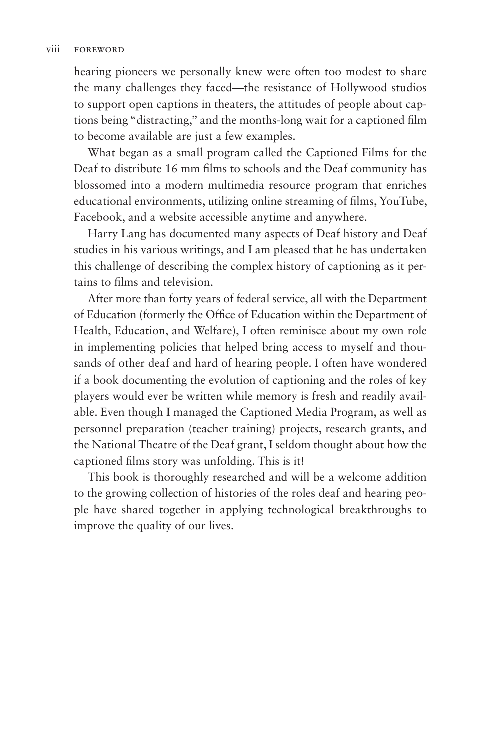hearing pioneers we personally knew were often too modest to share the many challenges they faced—the resistance of Hollywood studios to support open captions in theaters, the attitudes of people about captions being "distracting," and the months-long wait for a captioned film to become available are just a few examples.

What began as a small program called the Captioned Films for the Deaf to distribute 16 mm films to schools and the Deaf community has blossomed into a modern multimedia resource program that enriches educational environments, utilizing online streaming of films, YouTube, Facebook, and a website accessible anytime and anywhere.

Harry Lang has documented many aspects of Deaf history and Deaf studies in his various writings, and I am pleased that he has undertaken this challenge of describing the complex history of captioning as it pertains to films and television.

After more than forty years of federal service, all with the Department of Education (formerly the Office of Education within the Department of Health, Education, and Welfare), I often reminisce about my own role in implementing policies that helped bring access to myself and thousands of other deaf and hard of hearing people. I often have wondered if a book documenting the evolution of captioning and the roles of key players would ever be written while memory is fresh and readily available. Even though I managed the Captioned Media Program, as well as personnel preparation (teacher training) projects, research grants, and the National Theatre of the Deaf grant, I seldom thought about how the captioned films story was unfolding. This is it!

This book is thoroughly researched and will be a welcome addition to the growing collection of histories of the roles deaf and hearing people have shared together in applying technological breakthroughs to improve the quality of our lives.